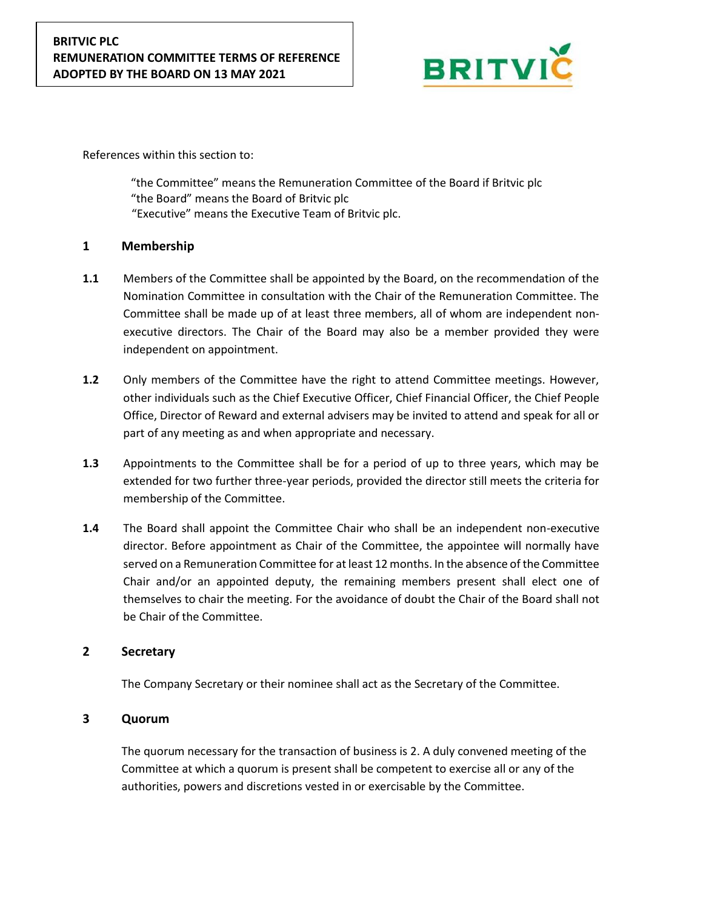**BRITVIC PLC**
**REMUNERATION COMMITTEE TERMS OF REFERENCE**
**ADOPTED BY THE BOARD ON 13 MAY 2021**

References within this section to:

> "the Committee" means the Remuneration Committee of the Board if Britvic plc
> "the Board" means the Board of Britvic plc
> "Executive" means the Executive Team of Britvic plc.

## 1 Membership

**1.1** Members of the Committee shall be appointed by the Board, on the recommendation of the Nomination Committee in consultation with the Chair of the Remuneration Committee. The Committee shall be made up of at least three members, all of whom are independent non-executive directors. The Chair of the Board may also be a member provided they were independent on appointment.

**1.2** Only members of the Committee have the right to attend Committee meetings. However, other individuals such as the Chief Executive Officer, Chief Financial Officer, the Chief People Office, Director of Reward and external advisers may be invited to attend and speak for all or part of any meeting as and when appropriate and necessary.

**1.3** Appointments to the Committee shall be for a period of up to three years, which may be extended for two further three-year periods, provided the director still meets the criteria for membership of the Committee.

**1.4** The Board shall appoint the Committee Chair who shall be an independent non-executive director. Before appointment as Chair of the Committee, the appointee will normally have served on a Remuneration Committee for at least 12 months. In the absence of the Committee Chair and/or an appointed deputy, the remaining members present shall elect one of themselves to chair the meeting. For the avoidance of doubt the Chair of the Board shall not be Chair of the Committee.

## 2 Secretary

The Company Secretary or their nominee shall act as the Secretary of the Committee.

## 3 Quorum

The quorum necessary for the transaction of business is 2. A duly convened meeting of the Committee at which a quorum is present shall be competent to exercise all or any of the authorities, powers and discretions vested in or exercisable by the Committee.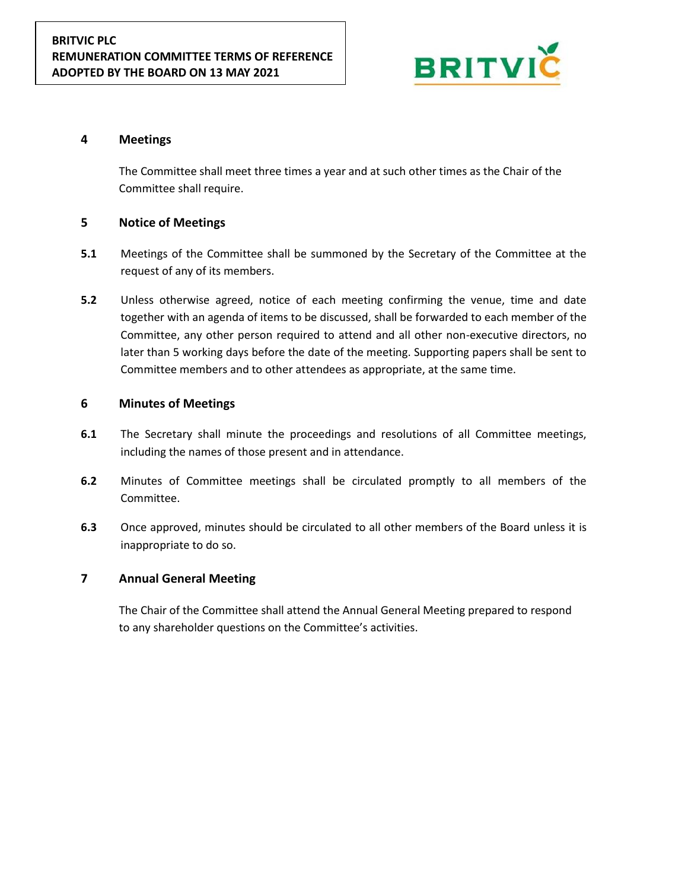## 4 Meetings

The Committee shall meet three times a year and at such other times as the Chair of the Committee shall require.

## 5 Notice of Meetings

**5.1** Meetings of the Committee shall be summoned by the Secretary of the Committee at the request of any of its members.

**5.2** Unless otherwise agreed, notice of each meeting confirming the venue, time and date together with an agenda of items to be discussed, shall be forwarded to each member of the Committee, any other person required to attend and all other non-executive directors, no later than 5 working days before the date of the meeting. Supporting papers shall be sent to Committee members and to other attendees as appropriate, at the same time.

## 6 Minutes of Meetings

**6.1** The Secretary shall minute the proceedings and resolutions of all Committee meetings, including the names of those present and in attendance.

**6.2** Minutes of Committee meetings shall be circulated promptly to all members of the Committee.

**6.3** Once approved, minutes should be circulated to all other members of the Board unless it is inappropriate to do so.

## 7 Annual General Meeting

The Chair of the Committee shall attend the Annual General Meeting prepared to respond to any shareholder questions on the Committee's activities.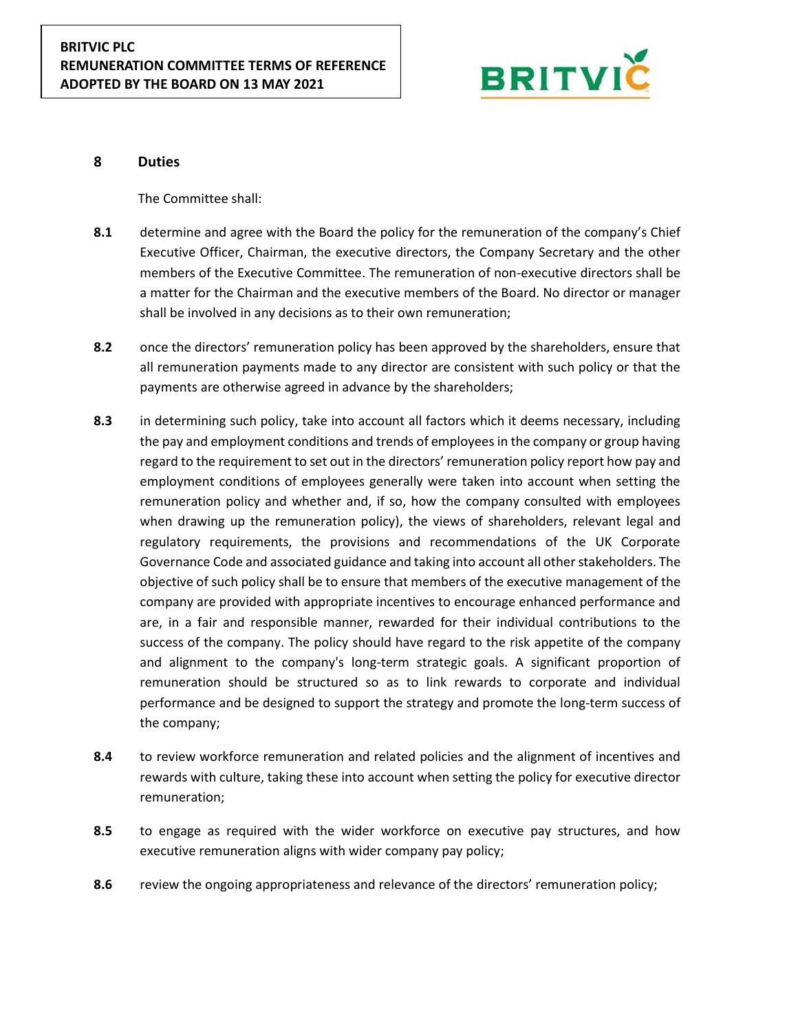## 8 Duties

The Committee shall:

**8.1** determine and agree with the Board the policy for the remuneration of the company's Chief Executive Officer, Chairman, the executive directors, the Company Secretary and the other members of the Executive Committee. The remuneration of non-executive directors shall be a matter for the Chairman and the executive members of the Board. No director or manager shall be involved in any decisions as to their own remuneration;

**8.2** once the directors' remuneration policy has been approved by the shareholders, ensure that all remuneration payments made to any director are consistent with such policy or that the payments are otherwise agreed in advance by the shareholders;

**8.3** in determining such policy, take into account all factors which it deems necessary, including the pay and employment conditions and trends of employees in the company or group having regard to the requirement to set out in the directors' remuneration policy report how pay and employment conditions of employees generally were taken into account when setting the remuneration policy and whether and, if so, how the company consulted with employees when drawing up the remuneration policy), the views of shareholders, relevant legal and regulatory requirements, the provisions and recommendations of the UK Corporate Governance Code and associated guidance and taking into account all other stakeholders. The objective of such policy shall be to ensure that members of the executive management of the company are provided with appropriate incentives to encourage enhanced performance and are, in a fair and responsible manner, rewarded for their individual contributions to the success of the company. The policy should have regard to the risk appetite of the company and alignment to the company's long-term strategic goals. A significant proportion of remuneration should be structured so as to link rewards to corporate and individual performance and be designed to support the strategy and promote the long-term success of the company;

**8.4** to review workforce remuneration and related policies and the alignment of incentives and rewards with culture, taking these into account when setting the policy for executive director remuneration;

**8.5** to engage as required with the wider workforce on executive pay structures, and how executive remuneration aligns with wider company pay policy;

**8.6** review the ongoing appropriateness and relevance of the directors' remuneration policy;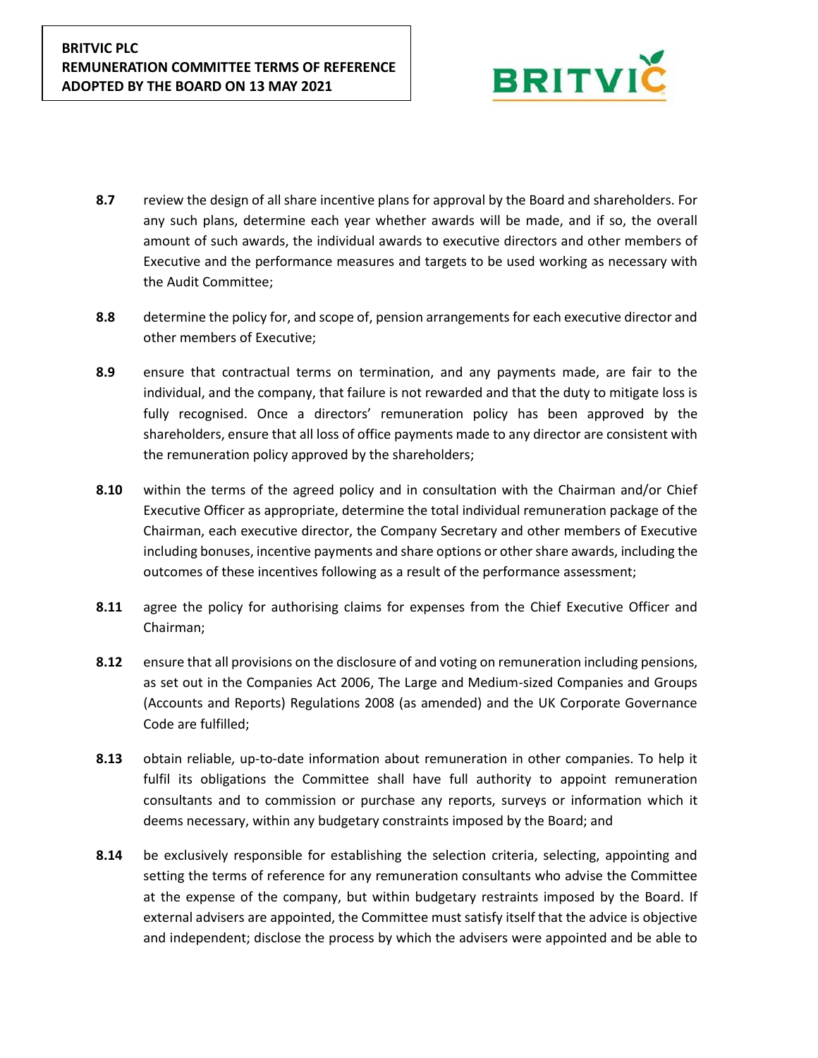**8.7** review the design of all share incentive plans for approval by the Board and shareholders. For any such plans, determine each year whether awards will be made, and if so, the overall amount of such awards, the individual awards to executive directors and other members of Executive and the performance measures and targets to be used working as necessary with the Audit Committee;

**8.8** determine the policy for, and scope of, pension arrangements for each executive director and other members of Executive;

**8.9** ensure that contractual terms on termination, and any payments made, are fair to the individual, and the company, that failure is not rewarded and that the duty to mitigate loss is fully recognised. Once a directors' remuneration policy has been approved by the shareholders, ensure that all loss of office payments made to any director are consistent with the remuneration policy approved by the shareholders;

**8.10** within the terms of the agreed policy and in consultation with the Chairman and/or Chief Executive Officer as appropriate, determine the total individual remuneration package of the Chairman, each executive director, the Company Secretary and other members of Executive including bonuses, incentive payments and share options or other share awards, including the outcomes of these incentives following as a result of the performance assessment;

**8.11** agree the policy for authorising claims for expenses from the Chief Executive Officer and Chairman;

**8.12** ensure that all provisions on the disclosure of and voting on remuneration including pensions, as set out in the Companies Act 2006, The Large and Medium-sized Companies and Groups (Accounts and Reports) Regulations 2008 (as amended) and the UK Corporate Governance Code are fulfilled;

**8.13** obtain reliable, up-to-date information about remuneration in other companies. To help it fulfil its obligations the Committee shall have full authority to appoint remuneration consultants and to commission or purchase any reports, surveys or information which it deems necessary, within any budgetary constraints imposed by the Board; and

**8.14** be exclusively responsible for establishing the selection criteria, selecting, appointing and setting the terms of reference for any remuneration consultants who advise the Committee at the expense of the company, but within budgetary restraints imposed by the Board. If external advisers are appointed, the Committee must satisfy itself that the advice is objective and independent; disclose the process by which the advisers were appointed and be able to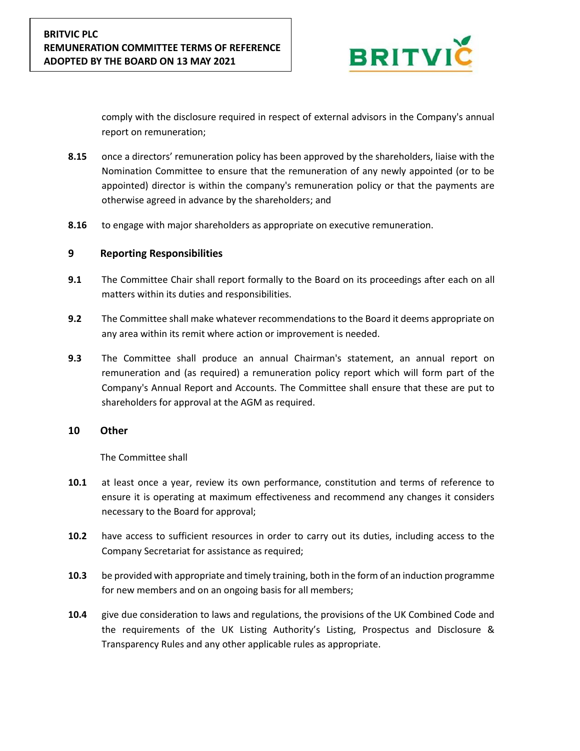comply with the disclosure required in respect of external advisors in the Company's annual report on remuneration;

**8.15** once a directors' remuneration policy has been approved by the shareholders, liaise with the Nomination Committee to ensure that the remuneration of any newly appointed (or to be appointed) director is within the company's remuneration policy or that the payments are otherwise agreed in advance by the shareholders; and

**8.16** to engage with major shareholders as appropriate on executive remuneration.

## 9 Reporting Responsibilities

**9.1** The Committee Chair shall report formally to the Board on its proceedings after each on all matters within its duties and responsibilities.

**9.2** The Committee shall make whatever recommendations to the Board it deems appropriate on any area within its remit where action or improvement is needed.

**9.3** The Committee shall produce an annual Chairman's statement, an annual report on remuneration and (as required) a remuneration policy report which will form part of the Company's Annual Report and Accounts. The Committee shall ensure that these are put to shareholders for approval at the AGM as required.

## 10 Other

The Committee shall

**10.1** at least once a year, review its own performance, constitution and terms of reference to ensure it is operating at maximum effectiveness and recommend any changes it considers necessary to the Board for approval;

**10.2** have access to sufficient resources in order to carry out its duties, including access to the Company Secretariat for assistance as required;

**10.3** be provided with appropriate and timely training, both in the form of an induction programme for new members and on an ongoing basis for all members;

**10.4** give due consideration to laws and regulations, the provisions of the UK Combined Code and the requirements of the UK Listing Authority's Listing, Prospectus and Disclosure & Transparency Rules and any other applicable rules as appropriate.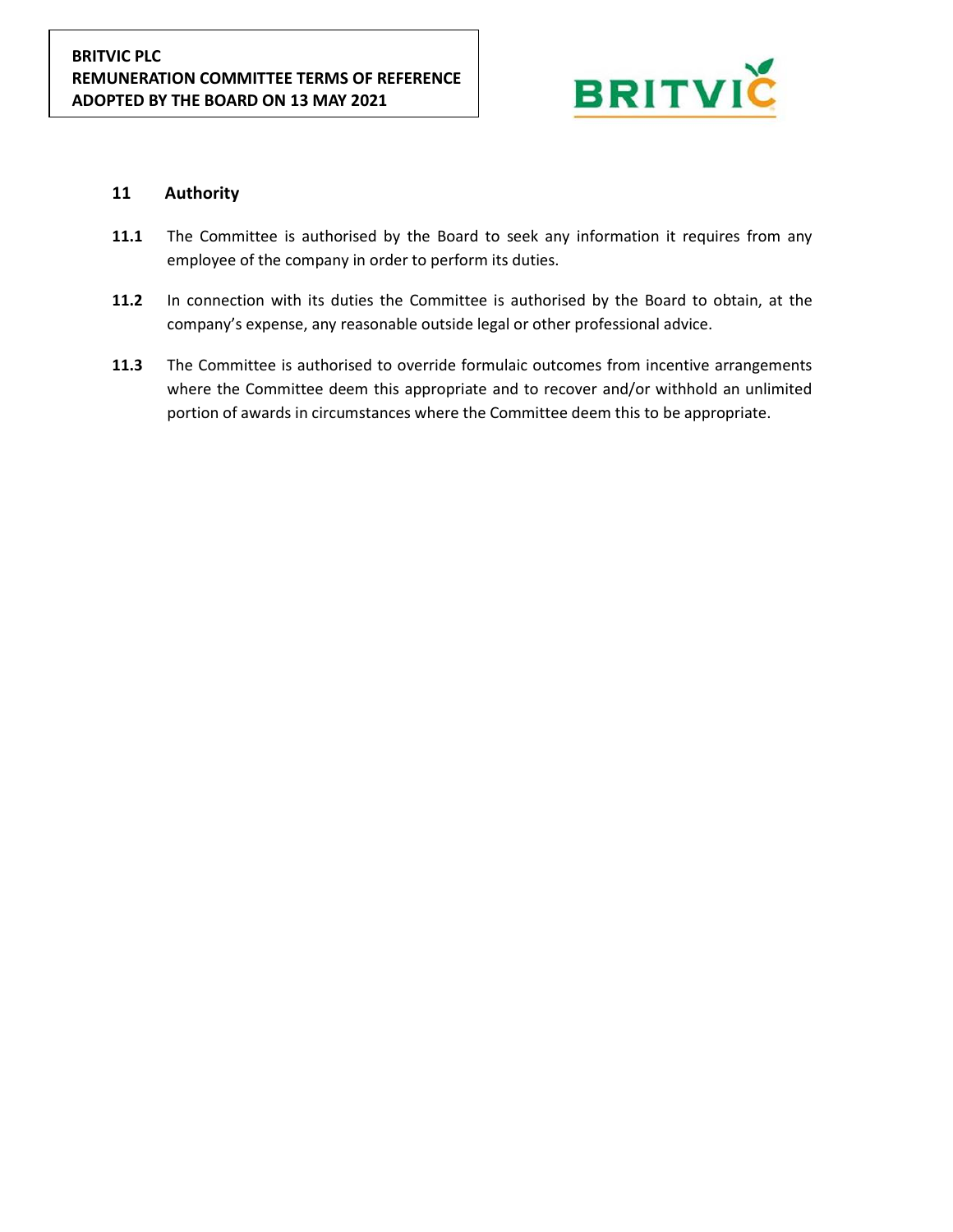## 11 Authority

**11.1** The Committee is authorised by the Board to seek any information it requires from any employee of the company in order to perform its duties.

**11.2** In connection with its duties the Committee is authorised by the Board to obtain, at the company's expense, any reasonable outside legal or other professional advice.

**11.3** The Committee is authorised to override formulaic outcomes from incentive arrangements where the Committee deem this appropriate and to recover and/or withhold an unlimited portion of awards in circumstances where the Committee deem this to be appropriate.